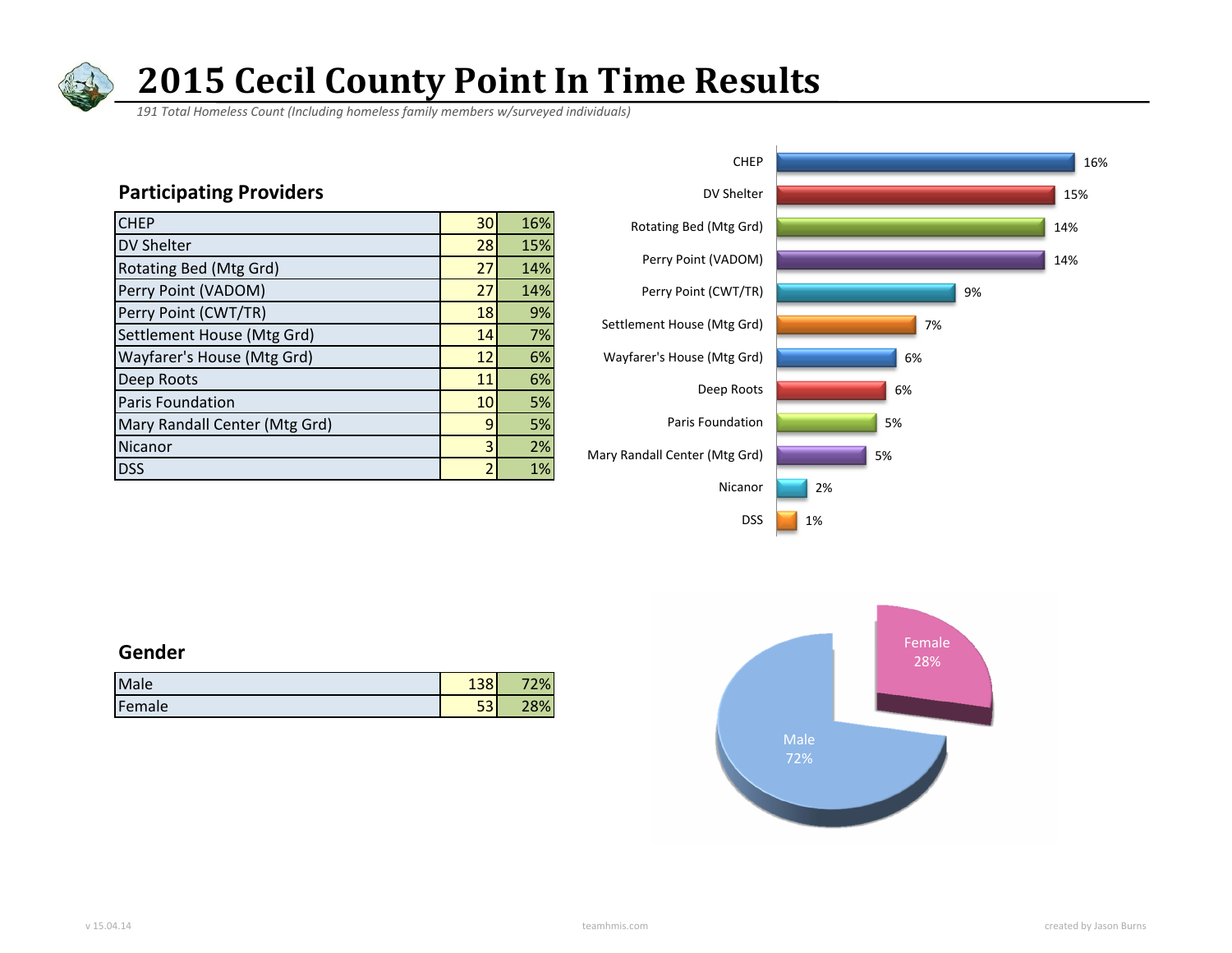# 2015 Cecil County Point In Time Results

*191 Total Homeless Count (Including homeless family members w/surveyed individuals)*

## Participating Providers

| Provider | Count | % |
|---|---|---|
| CHEP | 30 | 16% |
| DV Shelter | 28 | 15% |
| Rotating Bed (Mtg Grd) | 27 | 14% |
| Perry Point (VADOM) | 27 | 14% |
| Perry Point (CWT/TR) | 18 | 9% |
| Settlement House (Mtg Grd) | 14 | 7% |
| Wayfarer's House (Mtg Grd) | 12 | 6% |
| Deep Roots | 11 | 6% |
| Paris Foundation | 10 | 5% |
| Mary Randall Center (Mtg Grd) | 9 | 5% |
| Nicanor | 3 | 2% |
| DSS | 2 | 1% |

## Gender

| Gender | Count | % |
|---|---|---|
| Male | 138 | 72% |
| Female | 53 | 28% |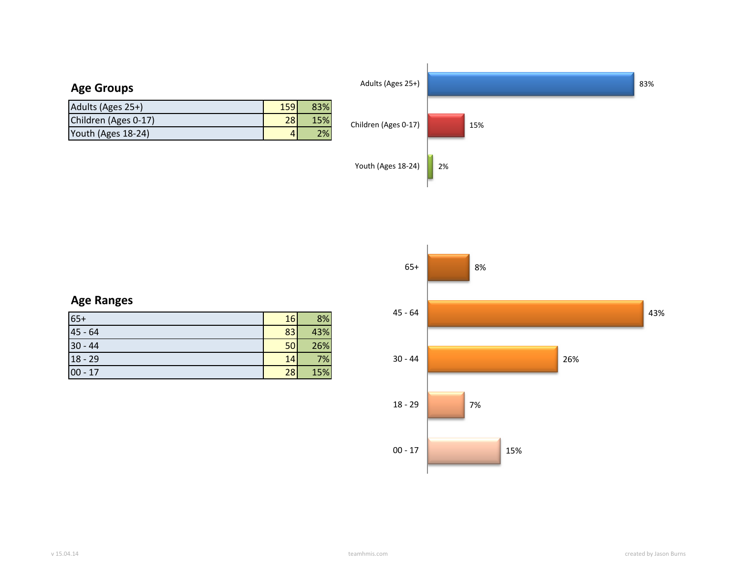## Age Groups

| Age Group | Count | Percent |
| --- | --- | --- |
| Adults (Ages 25+) | 159 | 83% |
| Children (Ages 0-17) | 28 | 15% |
| Youth (Ages 18-24) | 4 | 2% |

## Age Ranges

| Age Range | Count | Percent |
| --- | --- | --- |
| 65+ | 16 | 8% |
| 45 - 64 | 83 | 43% |
| 30 - 44 | 50 | 26% |
| 18 - 29 | 14 | 7% |
| 00 - 17 | 28 | 15% |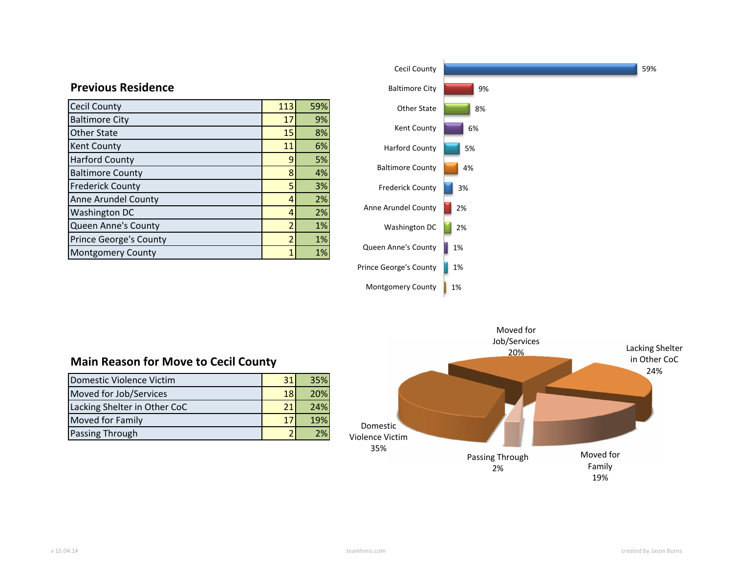## Previous Residence

| | | |
|---|---|---|
| Cecil County | 113 | 59% |
| Baltimore City | 17 | 9% |
| Other State | 15 | 8% |
| Kent County | 11 | 6% |
| Harford County | 9 | 5% |
| Baltimore County | 8 | 4% |
| Frederick County | 5 | 3% |
| Anne Arundel County | 4 | 2% |
| Washington DC | 4 | 2% |
| Queen Anne's County | 2 | 1% |
| Prince George's County | 2 | 1% |
| Montgomery County | 1 | 1% |

## Main Reason for Move to Cecil County

| | | |
|---|---|---|
| Domestic Violence Victim | 31 | 35% |
| Moved for Job/Services | 18 | 20% |
| Lacking Shelter in Other CoC | 21 | 24% |
| Moved for Family | 17 | 19% |
| Passing Through | 2 | 2% |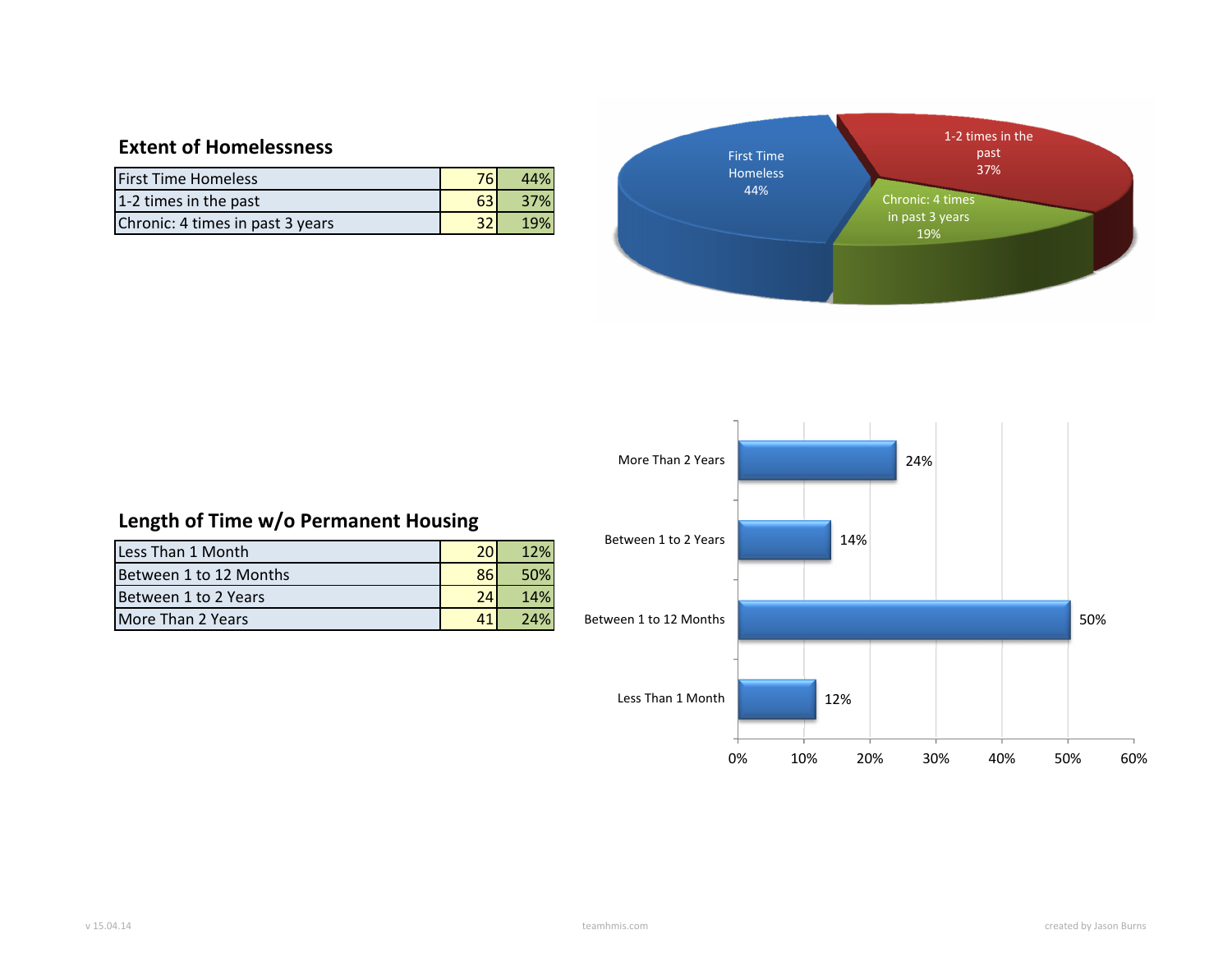## Extent of Homelessness

| | | |
|---|---|---|
| First Time Homeless | 76 | 44% |
| 1-2 times in the past | 63 | 37% |
| Chronic: 4 times in past 3 years | 32 | 19% |

## Length of Time w/o Permanent Housing

| | | |
|---|---|---|
| Less Than 1 Month | 20 | 12% |
| Between 1 to 12 Months | 86 | 50% |
| Between 1 to 2 Years | 24 | 14% |
| More Than 2 Years | 41 | 24% |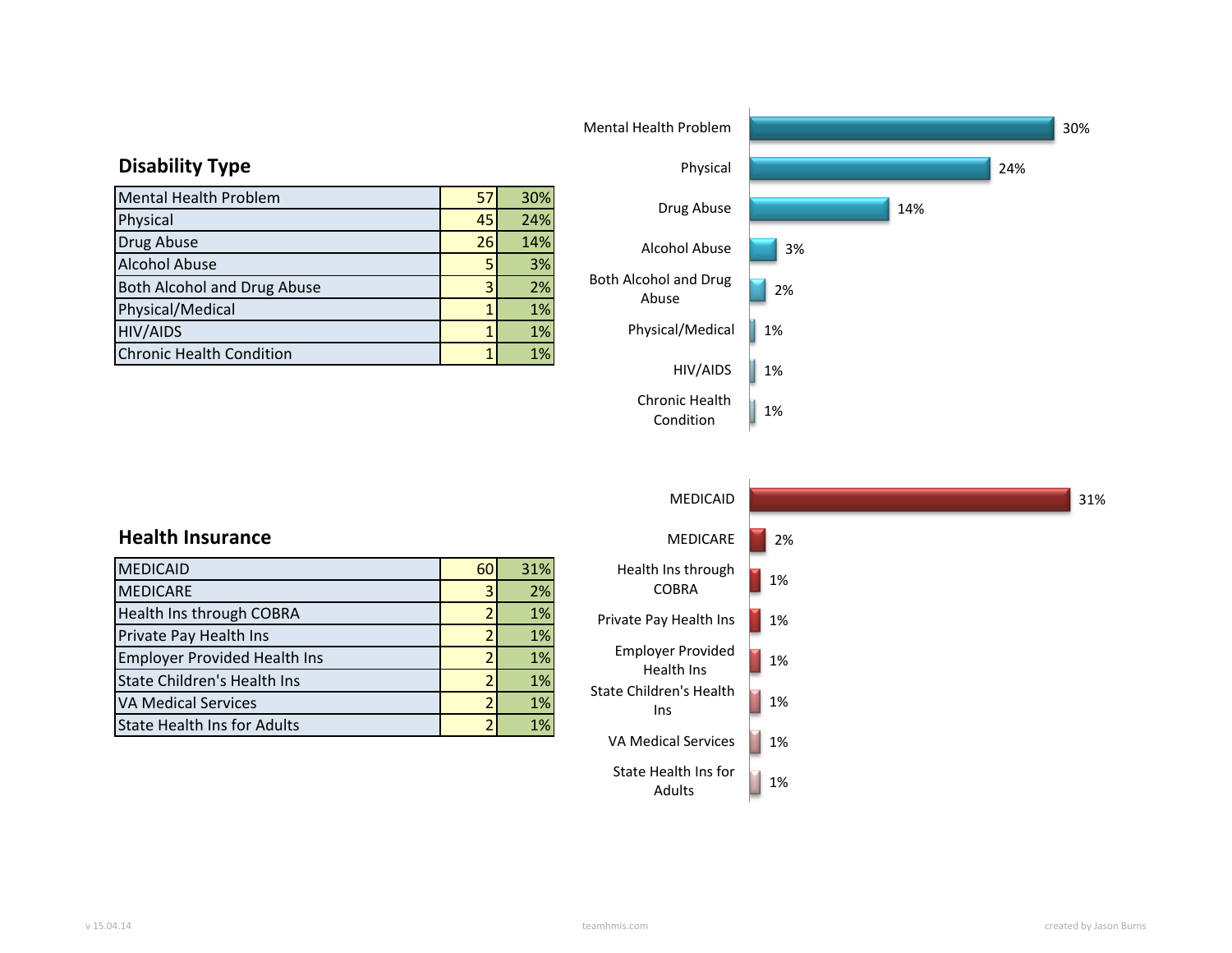## Disability Type

| Disability Type | Count | Percent |
|---|---|---|
| Mental Health Problem | 57 | 30% |
| Physical | 45 | 24% |
| Drug Abuse | 26 | 14% |
| Alcohol Abuse | 5 | 3% |
| Both Alcohol and Drug Abuse | 3 | 2% |
| Physical/Medical | 1 | 1% |
| HIV/AIDS | 1 | 1% |
| Chronic Health Condition | 1 | 1% |

## Health Insurance

| Health Insurance | Count | Percent |
|---|---|---|
| MEDICAID | 60 | 31% |
| MEDICARE | 3 | 2% |
| Health Ins through COBRA | 2 | 1% |
| Private Pay Health Ins | 2 | 1% |
| Employer Provided Health Ins | 2 | 1% |
| State Children's Health Ins | 2 | 1% |
| VA Medical Services | 2 | 1% |
| State Health Ins for Adults | 2 | 1% |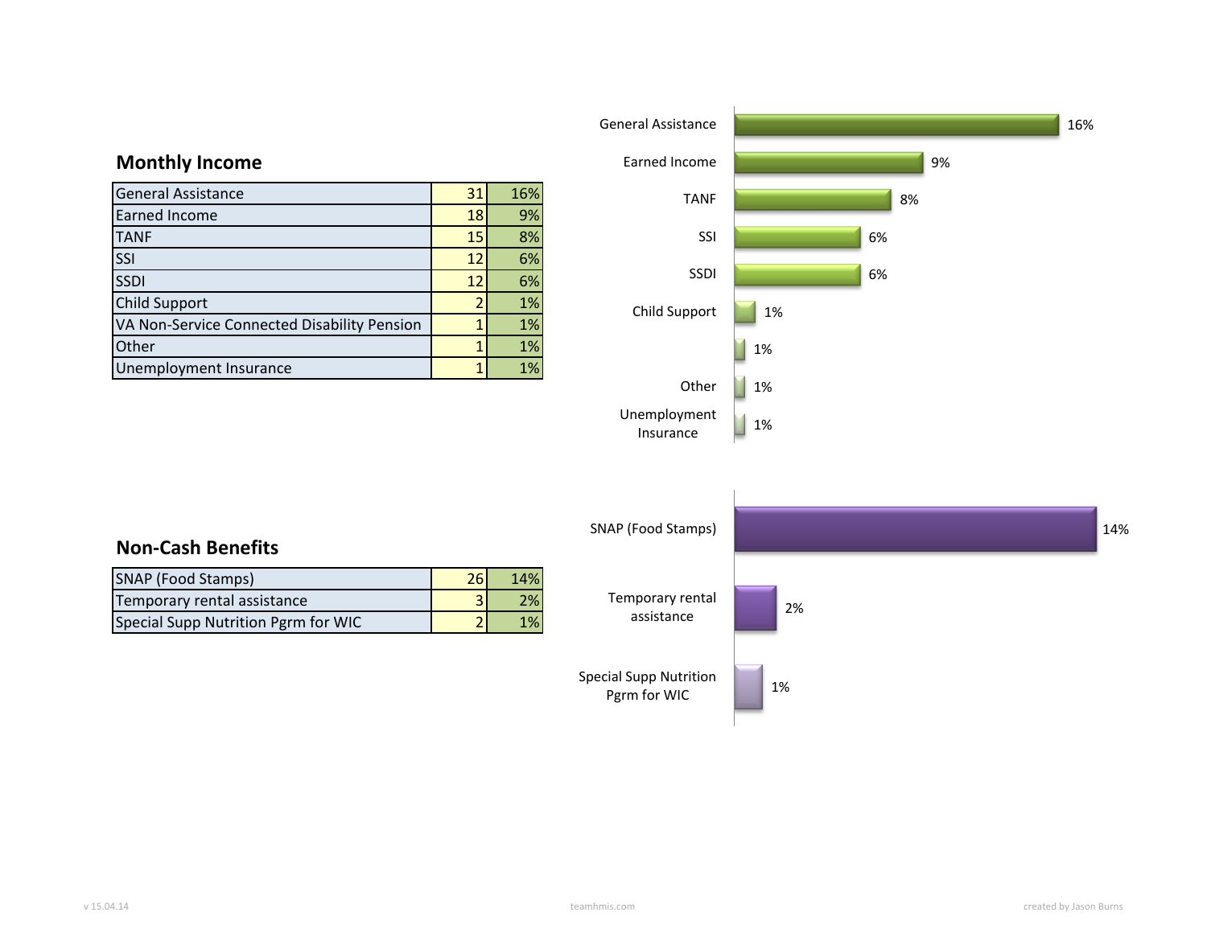## Monthly Income

| Source | Count | Percent |
|---|---|---|
| General Assistance | 31 | 16% |
| Earned Income | 18 | 9% |
| TANF | 15 | 8% |
| SSI | 12 | 6% |
| SSDI | 12 | 6% |
| Child Support | 2 | 1% |
| VA Non-Service Connected Disability Pension | 1 | 1% |
| Other | 1 | 1% |
| Unemployment Insurance | 1 | 1% |

## Non-Cash Benefits

| Benefit | Count | Percent |
|---|---|---|
| SNAP (Food Stamps) | 26 | 14% |
| Temporary rental assistance | 3 | 2% |
| Special Supp Nutrition Pgrm for WIC | 2 | 1% |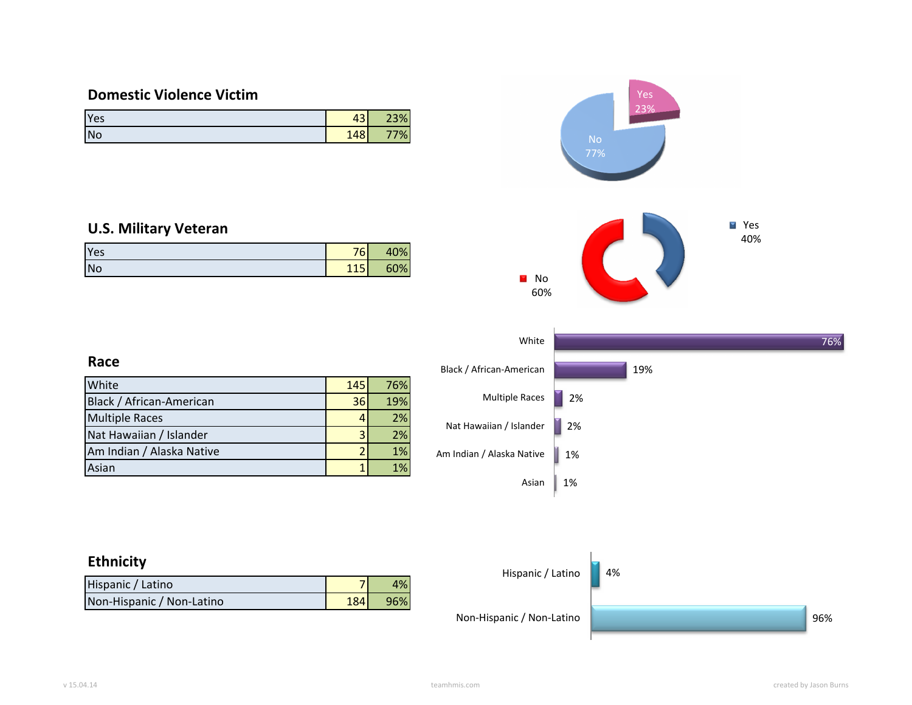## Domestic Violence Victim

| | | |
|---|---|---|
| Yes | 43 | 23% |
| No | 148 | 77% |

## U.S. Military Veteran

| | | |
|---|---|---|
| Yes | 76 | 40% |
| No | 115 | 60% |

## Race

| | | |
|---|---|---|
| White | 145 | 76% |
| Black / African-American | 36 | 19% |
| Multiple Races | 4 | 2% |
| Nat Hawaiian / Islander | 3 | 2% |
| Am Indian / Alaska Native | 2 | 1% |
| Asian | 1 | 1% |

## Ethnicity

| | | |
|---|---|---|
| Hispanic / Latino | 7 | 4% |
| Non-Hispanic / Non-Latino | 184 | 96% |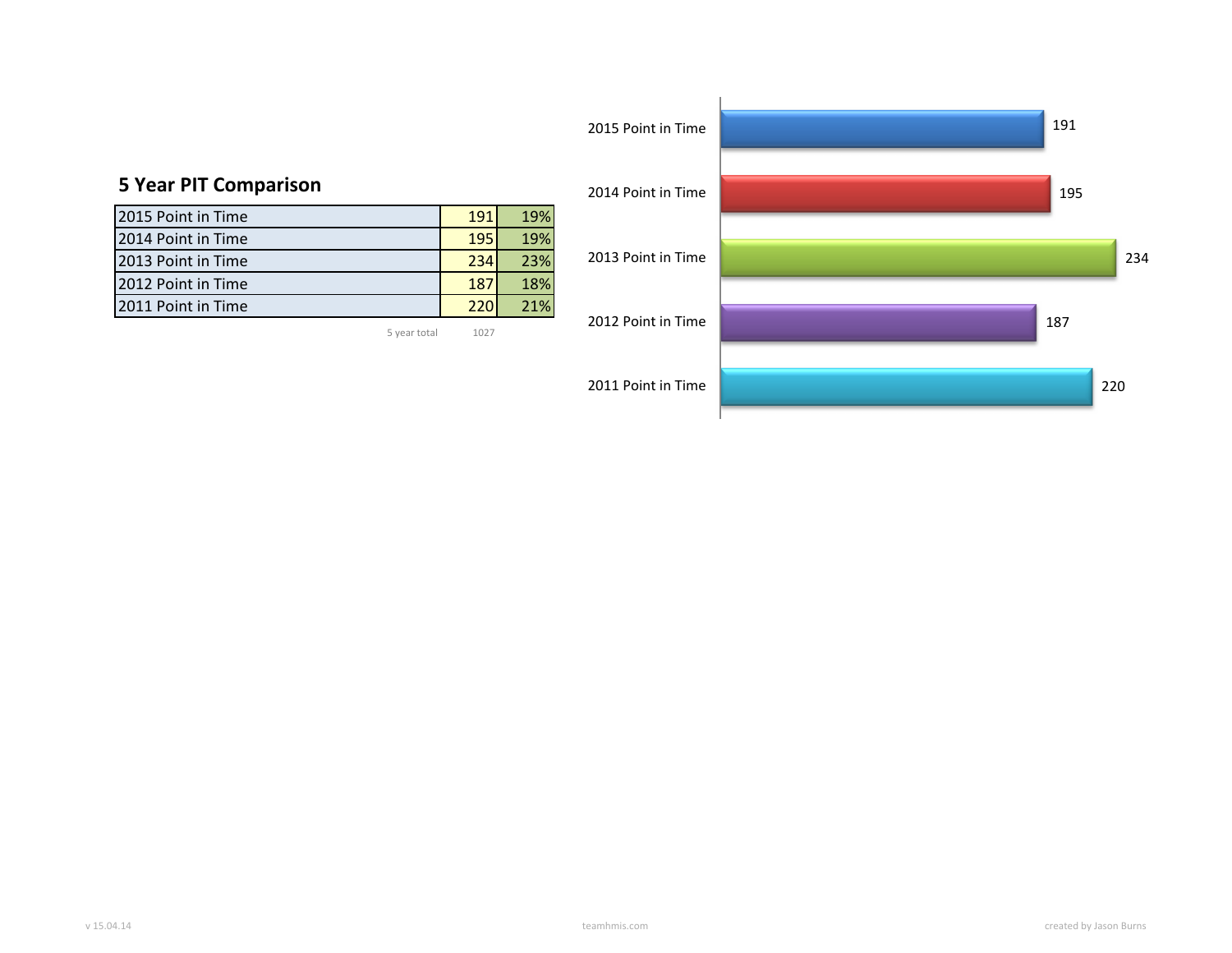## 5 Year PIT Comparison

| | | |
|---|---|---|
| 2015 Point in Time | 191 | 19% |
| 2014 Point in Time | 195 | 19% |
| 2013 Point in Time | 234 | 23% |
| 2012 Point in Time | 187 | 18% |
| 2011 Point in Time | 220 | 21% |

5 year total 1027

2015 Point in Time
191
2014 Point in Time
195
2013 Point in Time
234
2012 Point in Time
187
2011 Point in Time
220